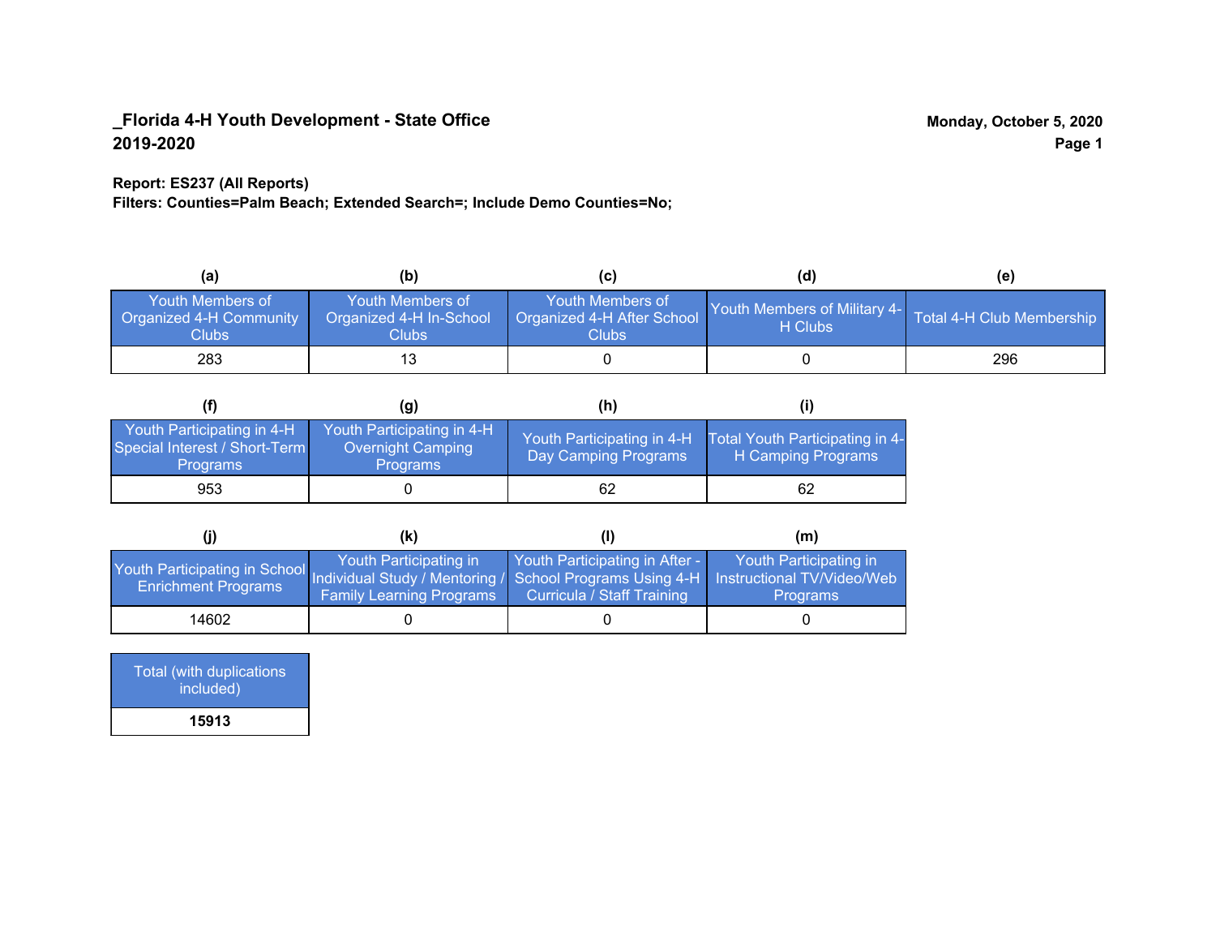**_Florida 4-H Youth Development - State Office**
**2019-2020**

**Monday, October 5, 2020**

**Report: ES237 (All Reports)**
**Filters: Counties=Palm Beach; Extended Search=; Include Demo Counties=No;**

| (a) | (b) | (c) | (d) | (e) |
|---|---|---|---|---|
| Youth Members of Organized 4-H Community Clubs | Youth Members of Organized 4-H In-School Clubs | Youth Members of Organized 4-H After School Clubs | Youth Members of Military 4-H Clubs | Total 4-H Club Membership |
| 283 | 13 | 0 | 0 | 296 |

| (f) | (g) | (h) | (i) |
|---|---|---|---|
| Youth Participating in 4-H Special Interest / Short-Term Programs | Youth Participating in 4-H Overnight Camping Programs | Youth Participating in 4-H Day Camping Programs | Total Youth Participating in 4-H Camping Programs |
| 953 | 0 | 62 | 62 |

| (j) | (k) | (l) | (m) |
|---|---|---|---|
| Youth Participating in School Enrichment Programs | Youth Participating in Individual Study / Mentoring / Family Learning Programs | Youth Participating in After - School Programs Using 4-H Curricula / Staff Training | Youth Participating in Instructional TV/Video/Web Programs |
| 14602 | 0 | 0 | 0 |

| Total (with duplications included) |
|---|
| **15913** |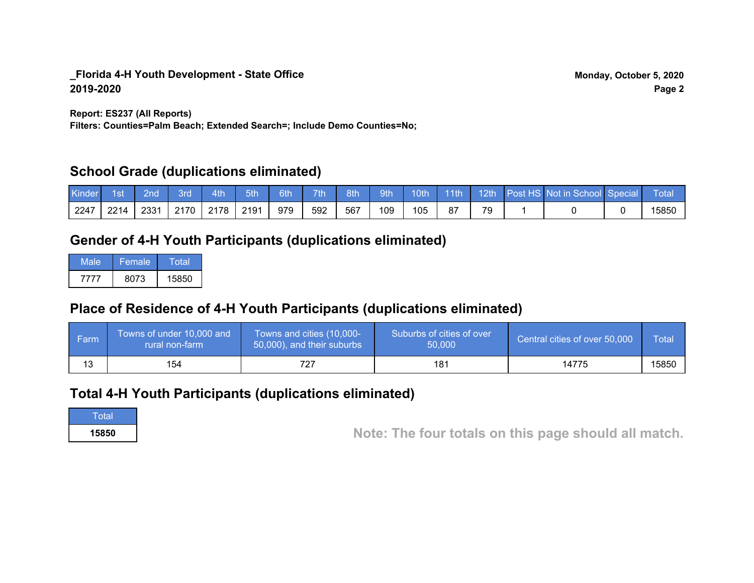**_Florida 4-H Youth Development - State Office**
**2019-2020**

**Monday, October 5, 2020**

**Report: ES237 (All Reports)**
**Filters: Counties=Palm Beach; Extended Search=; Include Demo Counties=No;**

## School Grade (duplications eliminated)

| Kinder | 1st | 2nd | 3rd | 4th | 5th | 6th | 7th | 8th | 9th | 10th | 11th | 12th | Post HS | Not in School | Special | Total |
|---|---|---|---|---|---|---|---|---|---|---|---|---|---|---|---|---|
| 2247 | 2214 | 2331 | 2170 | 2178 | 2191 | 979 | 592 | 567 | 109 | 105 | 87 | 79 | 1 | 0 | 0 | 15850 |

## Gender of 4-H Youth Participants (duplications eliminated)

| Male | Female | Total |
|---|---|---|
| 7777 | 8073 | 15850 |

## Place of Residence of 4-H Youth Participants (duplications eliminated)

| Farm | Towns of under 10,000 and rural non-farm | Towns and cities (10,000-50,000), and their suburbs | Suburbs of cities of over 50,000 | Central cities of over 50,000 | Total |
|---|---|---|---|---|---|
| 13 | 154 | 727 | 181 | 14775 | 15850 |

## Total 4-H Youth Participants (duplications eliminated)

| Total |
|---|
| **15850** |

**Note: The four totals on this page should all match.**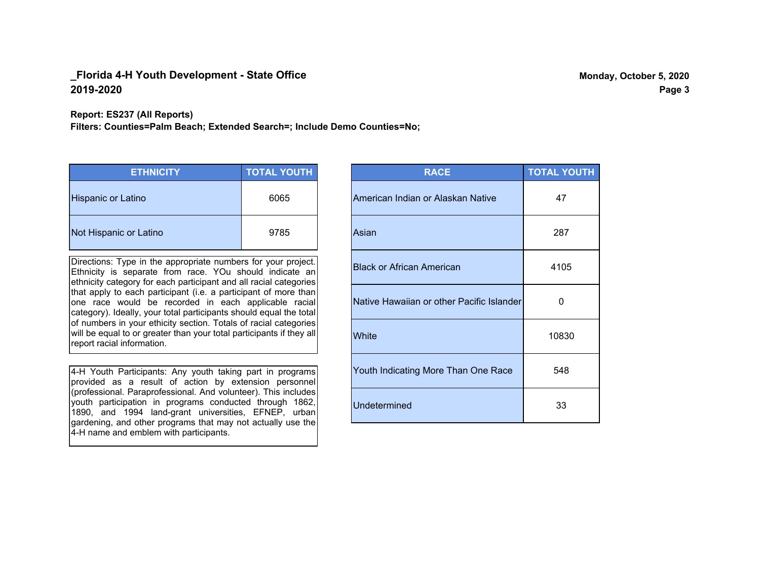## _Florida 4-H Youth Development - State Office
## 2019-2020

**Monday, October 5, 2020**

**Report: ES237 (All Reports)**
**Filters: Counties=Palm Beach; Extended Search=; Include Demo Counties=No;**

| ETHNICITY | TOTAL YOUTH |
|---|---|
| Hispanic or Latino | 6065 |
| Not Hispanic or Latino | 9785 |

Directions: Type in the appropriate numbers for your project. Ethnicity is separate from race. YOu should indicate an ethnicity category for each participant and all racial categories that apply to each participant (i.e. a participant of more than one race would be recorded in each applicable racial category). Ideally, your total participants should equal the total of numbers in your ethicity section. Totals of racial categories will be equal to or greater than your total participants if they all report racial information.

4-H Youth Participants: Any youth taking part in programs provided as a result of action by extension personnel (professional. Paraprofessional. And volunteer). This includes youth participation in programs conducted through 1862, 1890, and 1994 land-grant universities, EFNEP, urban gardening, and other programs that may not actually use the 4-H name and emblem with participants.

| RACE | TOTAL YOUTH |
|---|---|
| American Indian or Alaskan Native | 47 |
| Asian | 287 |
| Black or African American | 4105 |
| Native Hawaiian or other Pacific Islander | 0 |
| White | 10830 |
| Youth Indicating More Than One Race | 548 |
| Undetermined | 33 |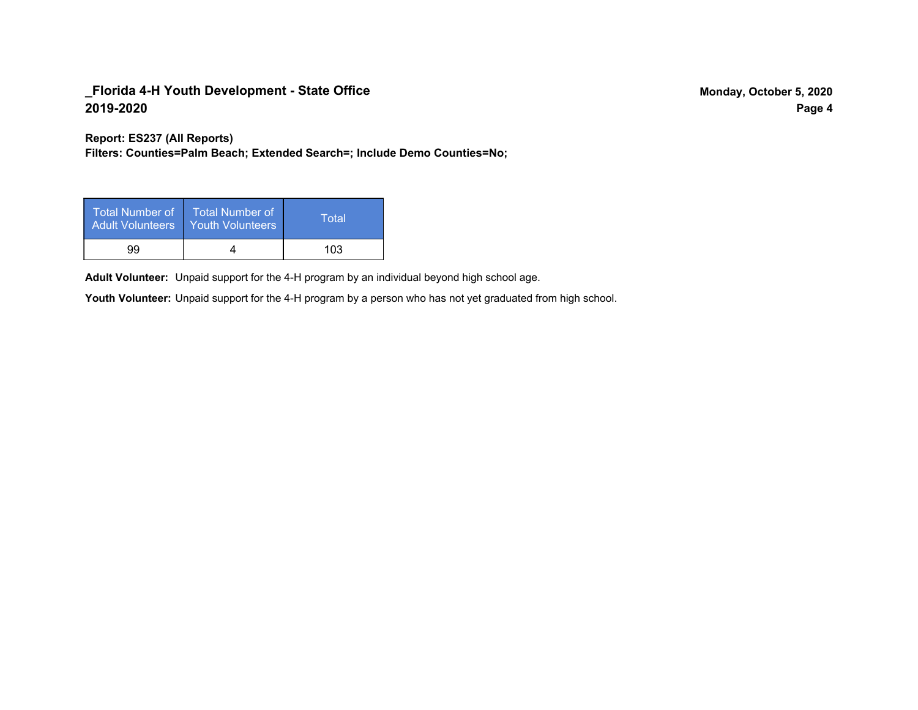**Report: ES237 (All Reports)**
**Filters: Counties=Palm Beach; Extended Search=; Include Demo Counties=No;**

| Total Number of Adult Volunteers | Total Number of Youth Volunteers | Total |
|---|---|---|
| 99 | 4 | 103 |

**Adult Volunteer:** Unpaid support for the 4-H program by an individual beyond high school age.

**Youth Volunteer:** Unpaid support for the 4-H program by a person who has not yet graduated from high school.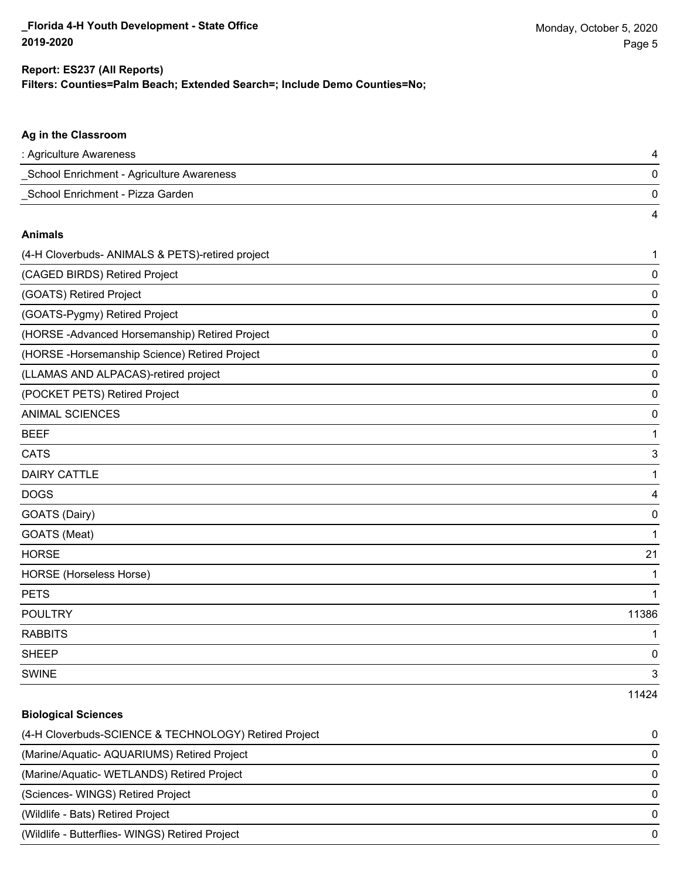**Report: ES237 (All Reports)**
**Filters: Counties=Palm Beach; Extended Search=; Include Demo Counties=No;**

### Ag in the Classroom

| | |
|---|---|
| : Agriculture Awareness | 4 |
| _School Enrichment - Agriculture Awareness | 0 |
| _School Enrichment - Pizza Garden | 0 |
| | 4 |

### Animals

| | |
|---|---|
| (4-H Cloverbuds- ANIMALS & PETS)-retired project | 1 |
| (CAGED BIRDS) Retired Project | 0 |
| (GOATS) Retired Project | 0 |
| (GOATS-Pygmy) Retired Project | 0 |
| (HORSE -Advanced Horsemanship) Retired Project | 0 |
| (HORSE -Horsemanship Science) Retired Project | 0 |
| (LLAMAS AND ALPACAS)-retired project | 0 |
| (POCKET PETS) Retired Project | 0 |
| ANIMAL SCIENCES | 0 |
| BEEF | 1 |
| CATS | 3 |
| DAIRY CATTLE | 1 |
| DOGS | 4 |
| GOATS (Dairy) | 0 |
| GOATS (Meat) | 1 |
| HORSE | 21 |
| HORSE (Horseless Horse) | 1 |
| PETS | 1 |
| POULTRY | 11386 |
| RABBITS | 1 |
| SHEEP | 0 |
| SWINE | 3 |
| | 11424 |

### Biological Sciences

| | |
|---|---|
| (4-H Cloverbuds-SCIENCE & TECHNOLOGY) Retired Project | 0 |
| (Marine/Aquatic- AQUARIUMS) Retired Project | 0 |
| (Marine/Aquatic- WETLANDS) Retired Project | 0 |
| (Sciences- WINGS) Retired Project | 0 |
| (Wildlife - Bats) Retired Project | 0 |
| (Wildlife - Butterflies- WINGS) Retired Project | 0 |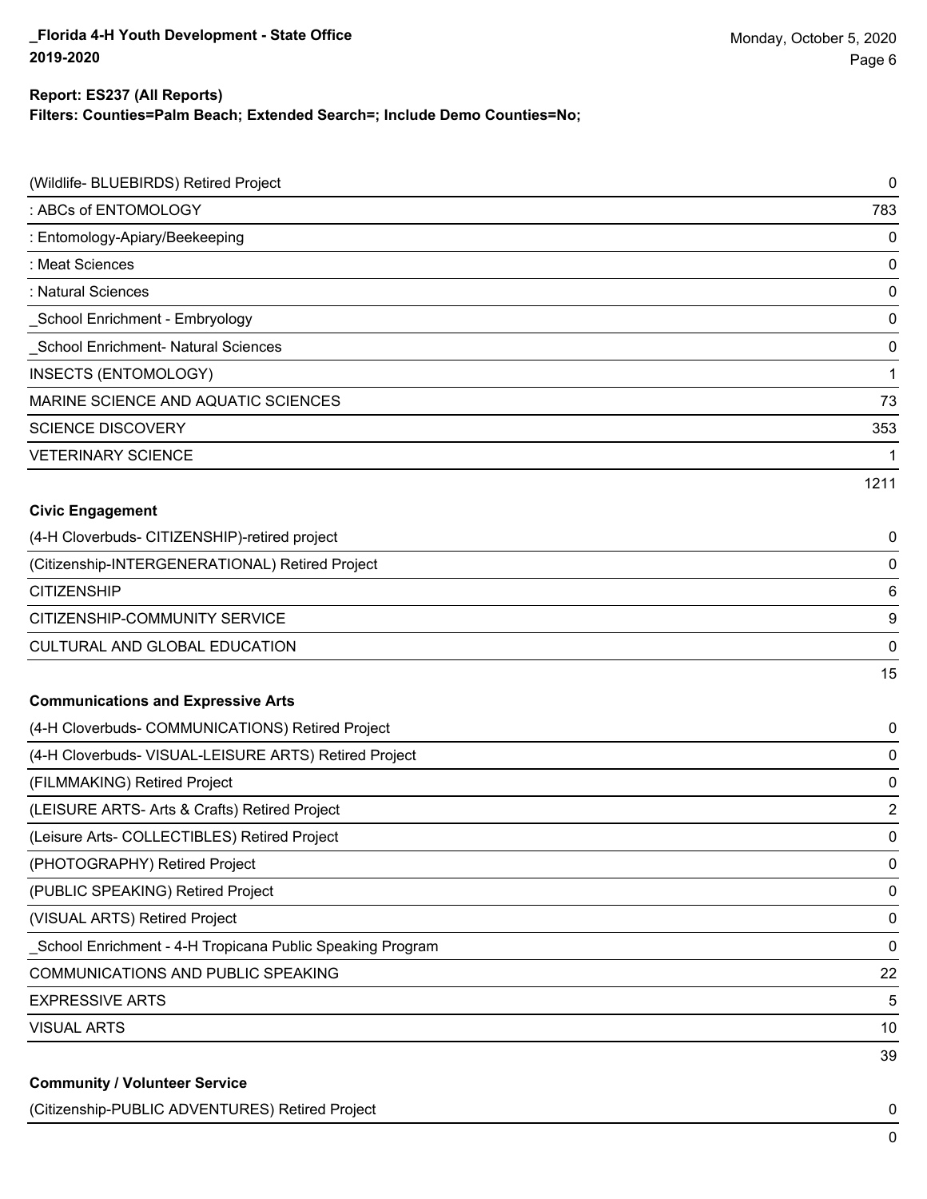| | |
|---|---|
| (Wildlife- BLUEBIRDS) Retired Project | 0 |
| : ABCs of ENTOMOLOGY | 783 |
| : Entomology-Apiary/Beekeeping | 0 |
| : Meat Sciences | 0 |
| : Natural Sciences | 0 |
| _School Enrichment - Embryology | 0 |
| _School Enrichment- Natural Sciences | 0 |
| INSECTS (ENTOMOLOGY) | 1 |
| MARINE SCIENCE AND AQUATIC SCIENCES | 73 |
| SCIENCE DISCOVERY | 353 |
| VETERINARY SCIENCE | 1 |
| | 1211 |

**Civic Engagement**

| | |
|---|---|
| (4-H Cloverbuds- CITIZENSHIP)-retired project | 0 |
| (Citizenship-INTERGENERATIONAL) Retired Project | 0 |
| CITIZENSHIP | 6 |
| CITIZENSHIP-COMMUNITY SERVICE | 9 |
| CULTURAL AND GLOBAL EDUCATION | 0 |
| | 15 |

**Communications and Expressive Arts**

| | |
|---|---|
| (4-H Cloverbuds- COMMUNICATIONS) Retired Project | 0 |
| (4-H Cloverbuds- VISUAL-LEISURE ARTS) Retired Project | 0 |
| (FILMMAKING) Retired Project | 0 |
| (LEISURE ARTS- Arts & Crafts) Retired Project | 2 |
| (Leisure Arts- COLLECTIBLES) Retired Project | 0 |
| (PHOTOGRAPHY) Retired Project | 0 |
| (PUBLIC SPEAKING) Retired Project | 0 |
| (VISUAL ARTS) Retired Project | 0 |
| _School Enrichment - 4-H Tropicana Public Speaking Program | 0 |
| COMMUNICATIONS AND PUBLIC SPEAKING | 22 |
| EXPRESSIVE ARTS | 5 |
| VISUAL ARTS | 10 |
| | 39 |

**Community / Volunteer Service**

| | |
|---|---|
| (Citizenship-PUBLIC ADVENTURES) Retired Project | 0 |
| | 0 |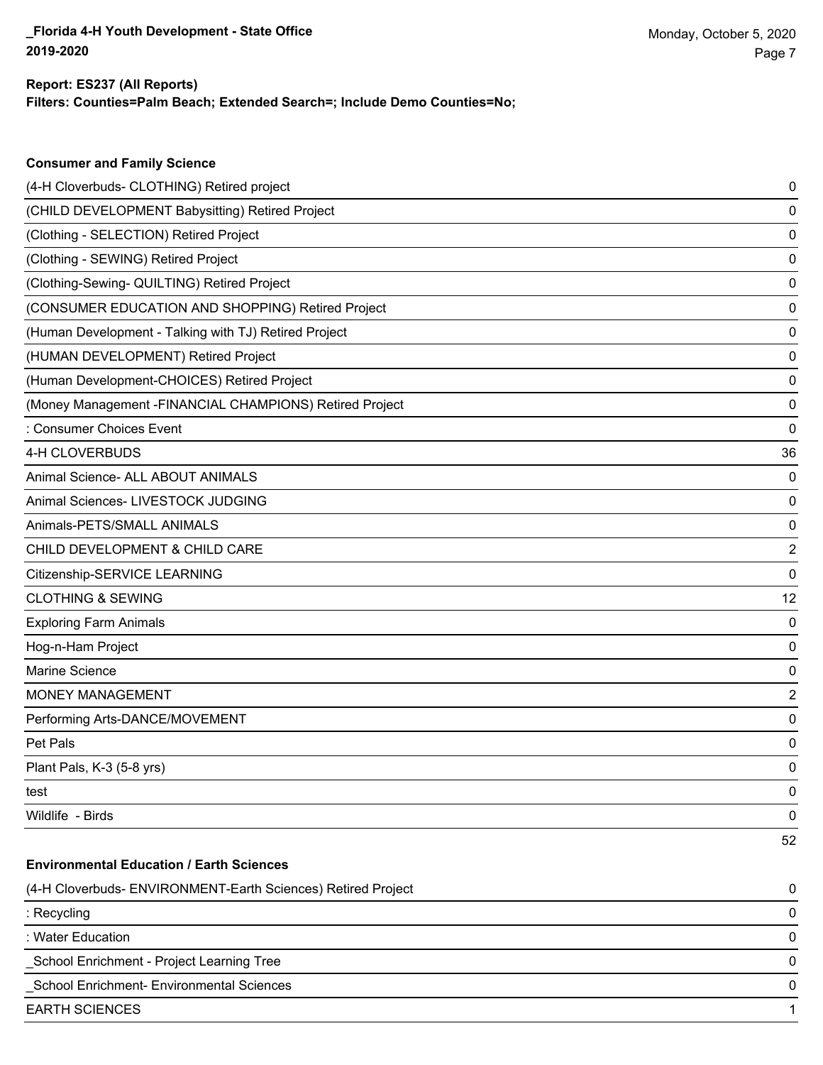**Report: ES237 (All Reports)**
**Filters: Counties=Palm Beach; Extended Search=; Include Demo Counties=No;**

### Consumer and Family Science

| Project | Count |
|---|---|
| (4-H Cloverbuds- CLOTHING) Retired project | 0 |
| (CHILD DEVELOPMENT Babysitting) Retired Project | 0 |
| (Clothing - SELECTION) Retired Project | 0 |
| (Clothing - SEWING) Retired Project | 0 |
| (Clothing-Sewing- QUILTING) Retired Project | 0 |
| (CONSUMER EDUCATION AND SHOPPING) Retired Project | 0 |
| (Human Development - Talking with TJ) Retired Project | 0 |
| (HUMAN DEVELOPMENT) Retired Project | 0 |
| (Human Development-CHOICES) Retired Project | 0 |
| (Money Management -FINANCIAL CHAMPIONS) Retired Project | 0 |
| : Consumer Choices Event | 0 |
| 4-H CLOVERBUDS | 36 |
| Animal Science- ALL ABOUT ANIMALS | 0 |
| Animal Sciences- LIVESTOCK JUDGING | 0 |
| Animals-PETS/SMALL ANIMALS | 0 |
| CHILD DEVELOPMENT & CHILD CARE | 2 |
| Citizenship-SERVICE LEARNING | 0 |
| CLOTHING & SEWING | 12 |
| Exploring Farm Animals | 0 |
| Hog-n-Ham Project | 0 |
| Marine Science | 0 |
| MONEY MANAGEMENT | 2 |
| Performing Arts-DANCE/MOVEMENT | 0 |
| Pet Pals | 0 |
| Plant Pals, K-3 (5-8 yrs) | 0 |
| test | 0 |
| Wildlife - Birds | 0 |
| | 52 |

### Environmental Education / Earth Sciences

| Project | Count |
|---|---|
| (4-H Cloverbuds- ENVIRONMENT-Earth Sciences) Retired Project | 0 |
| : Recycling | 0 |
| : Water Education | 0 |
| _School Enrichment - Project Learning Tree | 0 |
| _School Enrichment- Environmental Sciences | 0 |
| EARTH SCIENCES | 1 |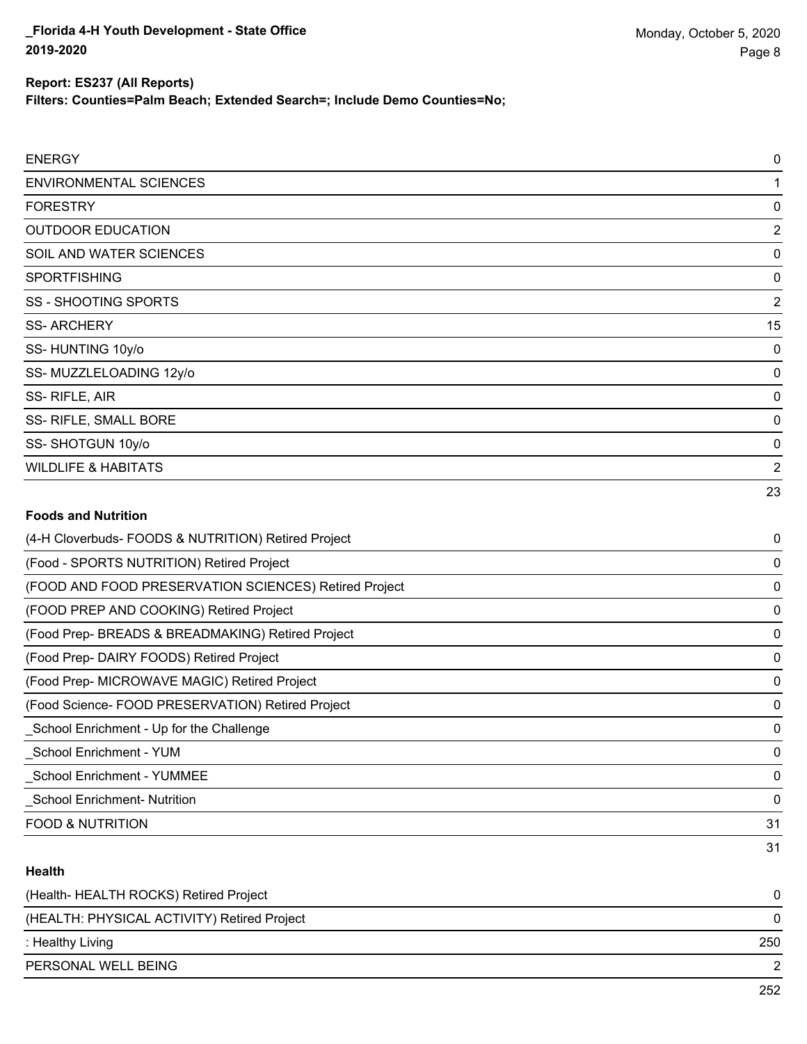**Report: ES237 (All Reports)**

**Filters: Counties=Palm Beach; Extended Search=; Include Demo Counties=No;**

| | |
|---|---|
| ENERGY | 0 |
| ENVIRONMENTAL SCIENCES | 1 |
| FORESTRY | 0 |
| OUTDOOR EDUCATION | 2 |
| SOIL AND WATER SCIENCES | 0 |
| SPORTFISHING | 0 |
| SS - SHOOTING SPORTS | 2 |
| SS- ARCHERY | 15 |
| SS- HUNTING 10y/o | 0 |
| SS- MUZZLELOADING 12y/o | 0 |
| SS- RIFLE, AIR | 0 |
| SS- RIFLE, SMALL BORE | 0 |
| SS- SHOTGUN 10y/o | 0 |
| WILDLIFE & HABITATS | 2 |
| | 23 |

**Foods and Nutrition**

| | |
|---|---|
| (4-H Cloverbuds- FOODS & NUTRITION) Retired Project | 0 |
| (Food - SPORTS NUTRITION) Retired Project | 0 |
| (FOOD AND FOOD PRESERVATION SCIENCES) Retired Project | 0 |
| (FOOD PREP AND COOKING) Retired Project | 0 |
| (Food Prep- BREADS & BREADMAKING) Retired Project | 0 |
| (Food Prep- DAIRY FOODS) Retired Project | 0 |
| (Food Prep- MICROWAVE MAGIC) Retired Project | 0 |
| (Food Science- FOOD PRESERVATION) Retired Project | 0 |
| _School Enrichment - Up for the Challenge | 0 |
| _School Enrichment - YUM | 0 |
| _School Enrichment - YUMMEE | 0 |
| _School Enrichment- Nutrition | 0 |
| FOOD & NUTRITION | 31 |
| | 31 |

**Health**

| | |
|---|---|
| (Health- HEALTH ROCKS) Retired Project | 0 |
| (HEALTH: PHYSICAL ACTIVITY) Retired Project | 0 |
| : Healthy Living | 250 |
| PERSONAL WELL BEING | 2 |
| | 252 |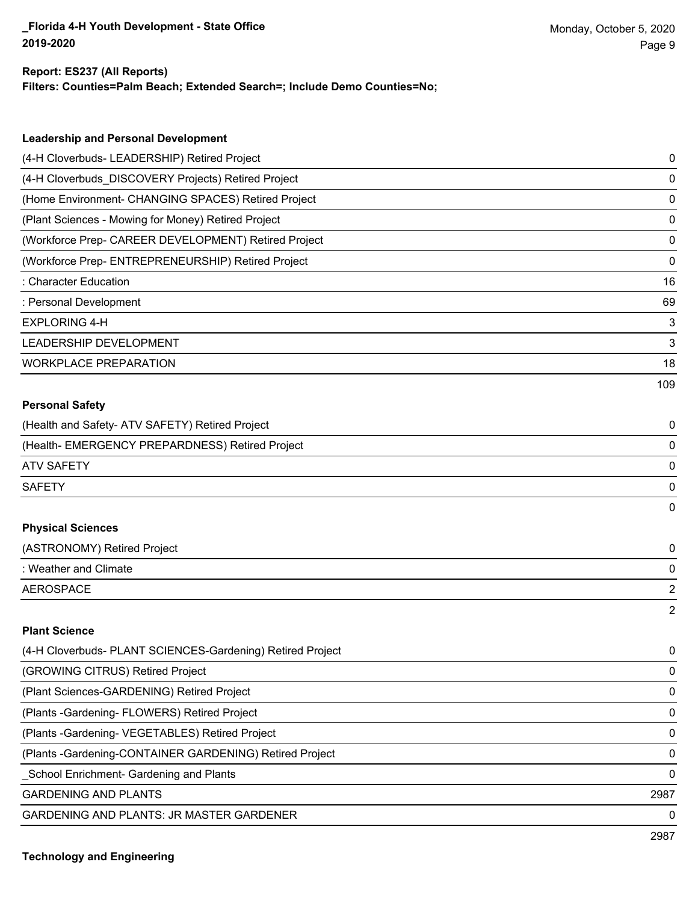**Report: ES237 (All Reports)**
**Filters: Counties=Palm Beach; Extended Search=; Include Demo Counties=No;**

### Leadership and Personal Development

| Project | Count |
|---|---|
| (4-H Cloverbuds- LEADERSHIP) Retired Project | 0 |
| (4-H Cloverbuds_DISCOVERY Projects) Retired Project | 0 |
| (Home Environment- CHANGING SPACES) Retired Project | 0 |
| (Plant Sciences - Mowing for Money) Retired Project | 0 |
| (Workforce Prep- CAREER DEVELOPMENT) Retired Project | 0 |
| (Workforce Prep- ENTREPRENEURSHIP) Retired Project | 0 |
| : Character Education | 16 |
| : Personal Development | 69 |
| EXPLORING 4-H | 3 |
| LEADERSHIP DEVELOPMENT | 3 |
| WORKPLACE PREPARATION | 18 |
| | 109 |

### Personal Safety

| Project | Count |
|---|---|
| (Health and Safety- ATV SAFETY) Retired Project | 0 |
| (Health- EMERGENCY PREPARDNESS) Retired Project | 0 |
| ATV SAFETY | 0 |
| SAFETY | 0 |
| | 0 |

### Physical Sciences

| Project | Count |
|---|---|
| (ASTRONOMY) Retired Project | 0 |
| : Weather and Climate | 0 |
| AEROSPACE | 2 |
| | 2 |

### Plant Science

| Project | Count |
|---|---|
| (4-H Cloverbuds- PLANT SCIENCES-Gardening) Retired Project | 0 |
| (GROWING CITRUS) Retired Project | 0 |
| (Plant Sciences-GARDENING) Retired Project | 0 |
| (Plants -Gardening- FLOWERS) Retired Project | 0 |
| (Plants -Gardening- VEGETABLES) Retired Project | 0 |
| (Plants -Gardening-CONTAINER GARDENING) Retired Project | 0 |
| _School Enrichment- Gardening and Plants | 0 |
| GARDENING AND PLANTS | 2987 |
| GARDENING AND PLANTS: JR MASTER GARDENER | 0 |
| | 2987 |

### Technology and Engineering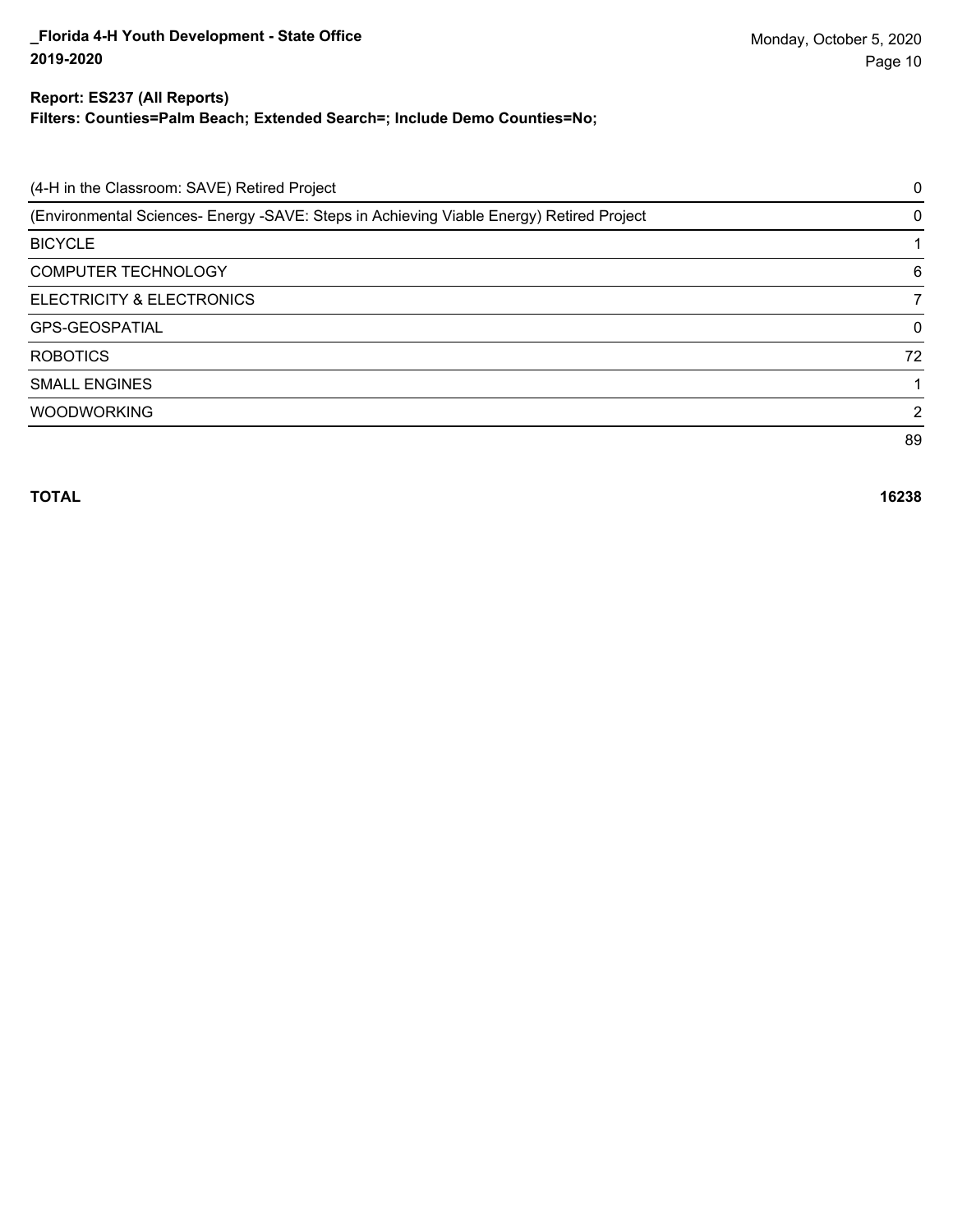**Report: ES237 (All Reports)**
**Filters: Counties=Palm Beach; Extended Search=; Include Demo Counties=No;**

| | |
|---|---|
| (4-H in the Classroom: SAVE) Retired Project | 0 |
| (Environmental Sciences- Energy -SAVE: Steps in Achieving Viable Energy) Retired Project | 0 |
| BICYCLE | 1 |
| COMPUTER TECHNOLOGY | 6 |
| ELECTRICITY & ELECTRONICS | 7 |
| GPS-GEOSPATIAL | 0 |
| ROBOTICS | 72 |
| SMALL ENGINES | 1 |
| WOODWORKING | 2 |
| | 89 |

| | |
|---|---|
| **TOTAL** | **16238** |